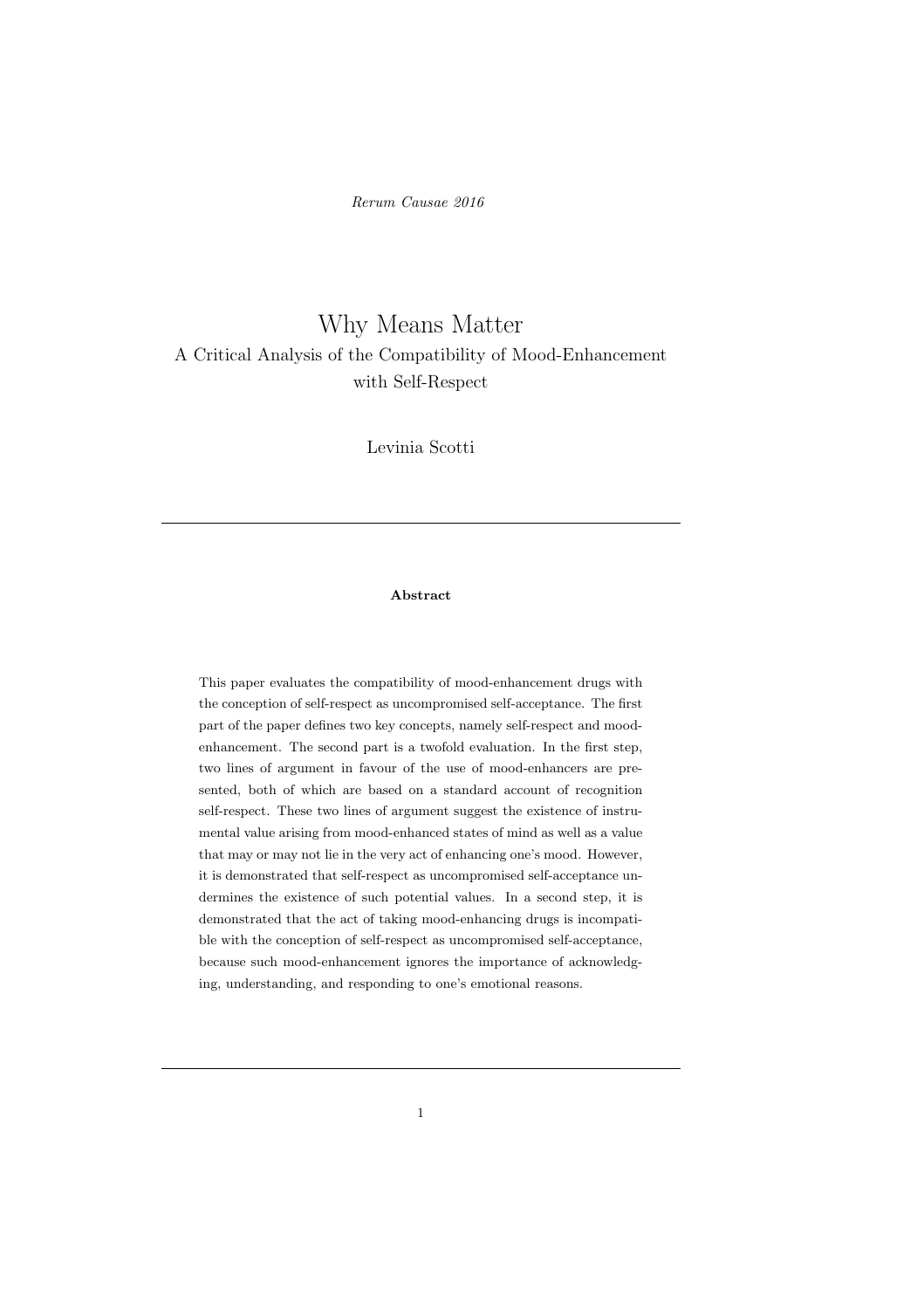*Rerum Causae 2016*

# Why Means Matter

## A Critical Analysis of the Compatibility of Mood-Enhancement with Self-Respect

Levinia Scotti

---

**Abstract**

This paper evaluates the compatibility of mood-enhancement drugs with the conception of self-respect as uncompromised self-acceptance. The first part of the paper defines two key concepts, namely self-respect and mood-enhancement. The second part is a twofold evaluation. In the first step, two lines of argument in favour of the use of mood-enhancers are presented, both of which are based on a standard account of recognition self-respect. These two lines of argument suggest the existence of instrumental value arising from mood-enhanced states of mind as well as a value that may or may not lie in the very act of enhancing one's mood. However, it is demonstrated that self-respect as uncompromised self-acceptance undermines the existence of such potential values. In a second step, it is demonstrated that the act of taking mood-enhancing drugs is incompatible with the conception of self-respect as uncompromised self-acceptance, because such mood-enhancement ignores the importance of acknowledging, understanding, and responding to one's emotional reasons.

---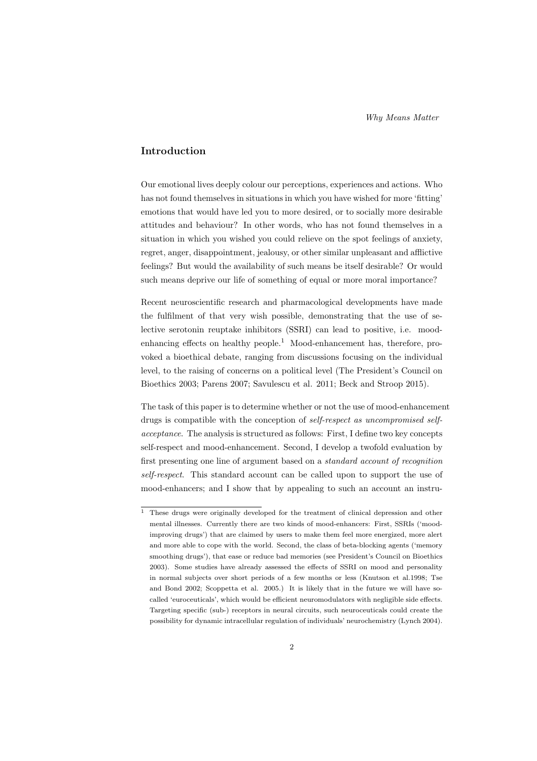## Introduction

Our emotional lives deeply colour our perceptions, experiences and actions. Who has not found themselves in situations in which you have wished for more 'fitting' emotions that would have led you to more desired, or to socially more desirable attitudes and behaviour? In other words, who has not found themselves in a situation in which you wished you could relieve on the spot feelings of anxiety, regret, anger, disappointment, jealousy, or other similar unpleasant and afflictive feelings? But would the availability of such means be itself desirable? Or would such means deprive our life of something of equal or more moral importance?

Recent neuroscientific research and pharmacological developments have made the fulfilment of that very wish possible, demonstrating that the use of selective serotonin reuptake inhibitors (SSRI) can lead to positive, i.e. mood-enhancing effects on healthy people.[1] Mood-enhancement has, therefore, provoked a bioethical debate, ranging from discussions focusing on the individual level, to the raising of concerns on a political level (The President's Council on Bioethics 2003; Parens 2007; Savulescu et al. 2011; Beck and Stroop 2015).

The task of this paper is to determine whether or not the use of mood-enhancement drugs is compatible with the conception of *self-respect as uncompromised self-acceptance*. The analysis is structured as follows: First, I define two key concepts self-respect and mood-enhancement. Second, I develop a twofold evaluation by first presenting one line of argument based on a *standard account of recognition self-respect*. This standard account can be called upon to support the use of mood-enhancers; and I show that by appealing to such an account an instru-

[1] These drugs were originally developed for the treatment of clinical depression and other mental illnesses. Currently there are two kinds of mood-enhancers: First, SSRIs ('mood-improving drugs') that are claimed by users to make them feel more energized, more alert and more able to cope with the world. Second, the class of beta-blocking agents ('memory smoothing drugs'), that ease or reduce bad memories (see President's Council on Bioethics 2003). Some studies have already assessed the effects of SSRI on mood and personality in normal subjects over short periods of a few months or less (Knutson et al.1998; Tse and Bond 2002; Scoppetta et al. 2005.) It is likely that in the future we will have so-called 'euroceuticals', which would be efficient neuromodulators with negligible side effects. Targeting specific (sub-) receptors in neural circuits, such neuroceuticals could create the possibility for dynamic intracellular regulation of individuals' neurochemistry (Lynch 2004).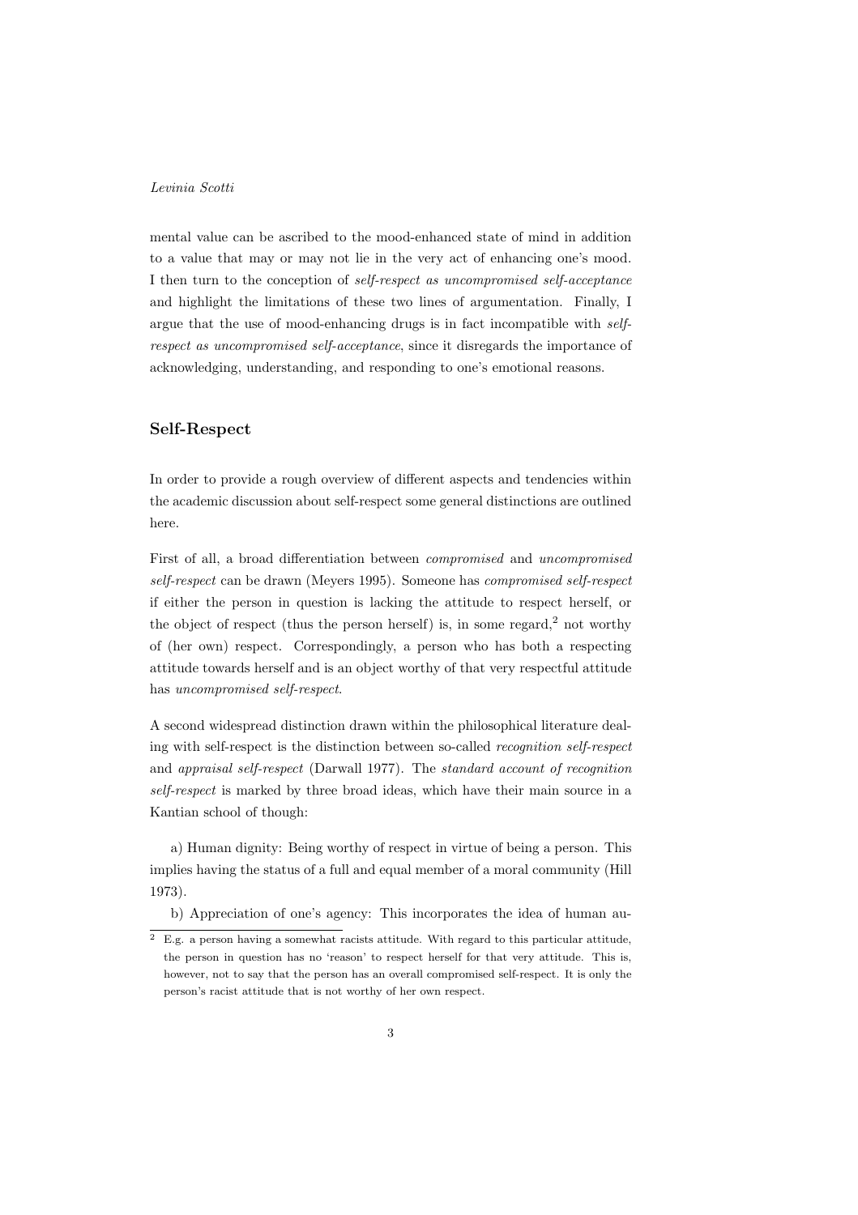mental value can be ascribed to the mood-enhanced state of mind in addition to a value that may or may not lie in the very act of enhancing one's mood. I then turn to the conception of *self-respect as uncompromised self-acceptance* and highlight the limitations of these two lines of argumentation. Finally, I argue that the use of mood-enhancing drugs is in fact incompatible with *self-respect as uncompromised self-acceptance*, since it disregards the importance of acknowledging, understanding, and responding to one's emotional reasons.

## Self-Respect

In order to provide a rough overview of different aspects and tendencies within the academic discussion about self-respect some general distinctions are outlined here.

First of all, a broad differentiation between *compromised* and *uncompromised self-respect* can be drawn (Meyers 1995). Someone has *compromised self-respect* if either the person in question is lacking the attitude to respect herself, or the object of respect (thus the person herself) is, in some regard,[2] not worthy of (her own) respect. Correspondingly, a person who has both a respecting attitude towards herself and is an object worthy of that very respectful attitude has *uncompromised self-respect*.

A second widespread distinction drawn within the philosophical literature dealing with self-respect is the distinction between so-called *recognition self-respect* and *appraisal self-respect* (Darwall 1977). The *standard account of recognition self-respect* is marked by three broad ideas, which have their main source in a Kantian school of though:

a) Human dignity: Being worthy of respect in virtue of being a person. This implies having the status of a full and equal member of a moral community (Hill 1973).

b) Appreciation of one's agency: This incorporates the idea of human au-

[2] E.g. a person having a somewhat racists attitude. With regard to this particular attitude, the person in question has no 'reason' to respect herself for that very attitude. This is, however, not to say that the person has an overall compromised self-respect. It is only the person's racist attitude that is not worthy of her own respect.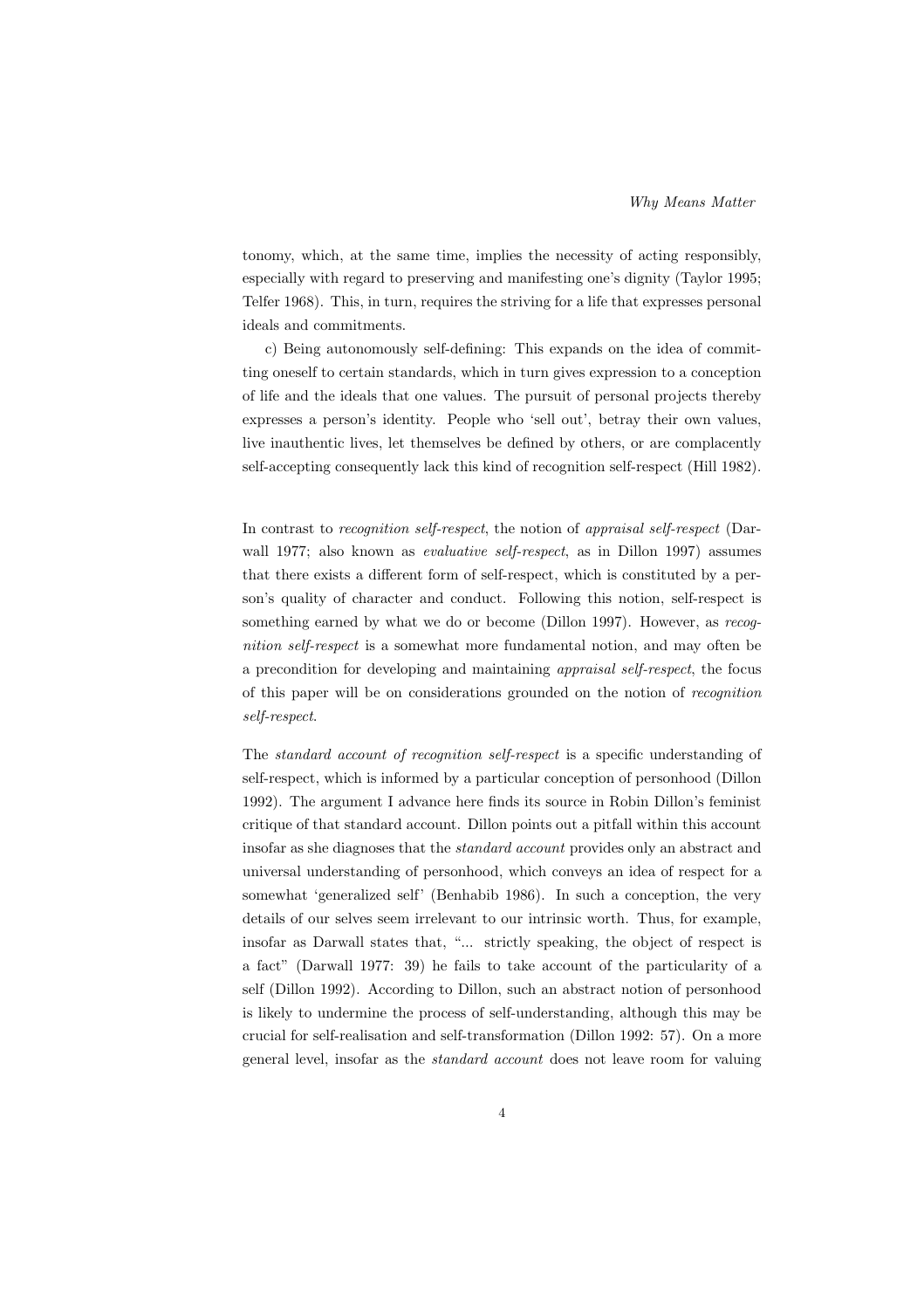tonomy, which, at the same time, implies the necessity of acting responsibly, especially with regard to preserving and manifesting one's dignity (Taylor 1995; Telfer 1968). This, in turn, requires the striving for a life that expresses personal ideals and commitments.

c) Being autonomously self-defining: This expands on the idea of committing oneself to certain standards, which in turn gives expression to a conception of life and the ideals that one values. The pursuit of personal projects thereby expresses a person's identity. People who 'sell out', betray their own values, live inauthentic lives, let themselves be defined by others, or are complacently self-accepting consequently lack this kind of recognition self-respect (Hill 1982).

In contrast to *recognition self-respect*, the notion of *appraisal self-respect* (Darwall 1977; also known as *evaluative self-respect*, as in Dillon 1997) assumes that there exists a different form of self-respect, which is constituted by a person's quality of character and conduct. Following this notion, self-respect is something earned by what we do or become (Dillon 1997). However, as *recognition self-respect* is a somewhat more fundamental notion, and may often be a precondition for developing and maintaining *appraisal self-respect*, the focus of this paper will be on considerations grounded on the notion of *recognition self-respect*.

The *standard account of recognition self-respect* is a specific understanding of self-respect, which is informed by a particular conception of personhood (Dillon 1992). The argument I advance here finds its source in Robin Dillon's feminist critique of that standard account. Dillon points out a pitfall within this account insofar as she diagnoses that the *standard account* provides only an abstract and universal understanding of personhood, which conveys an idea of respect for a somewhat 'generalized self' (Benhabib 1986). In such a conception, the very details of our selves seem irrelevant to our intrinsic worth. Thus, for example, insofar as Darwall states that, "... strictly speaking, the object of respect is a fact" (Darwall 1977: 39) he fails to take account of the particularity of a self (Dillon 1992). According to Dillon, such an abstract notion of personhood is likely to undermine the process of self-understanding, although this may be crucial for self-realisation and self-transformation (Dillon 1992: 57). On a more general level, insofar as the *standard account* does not leave room for valuing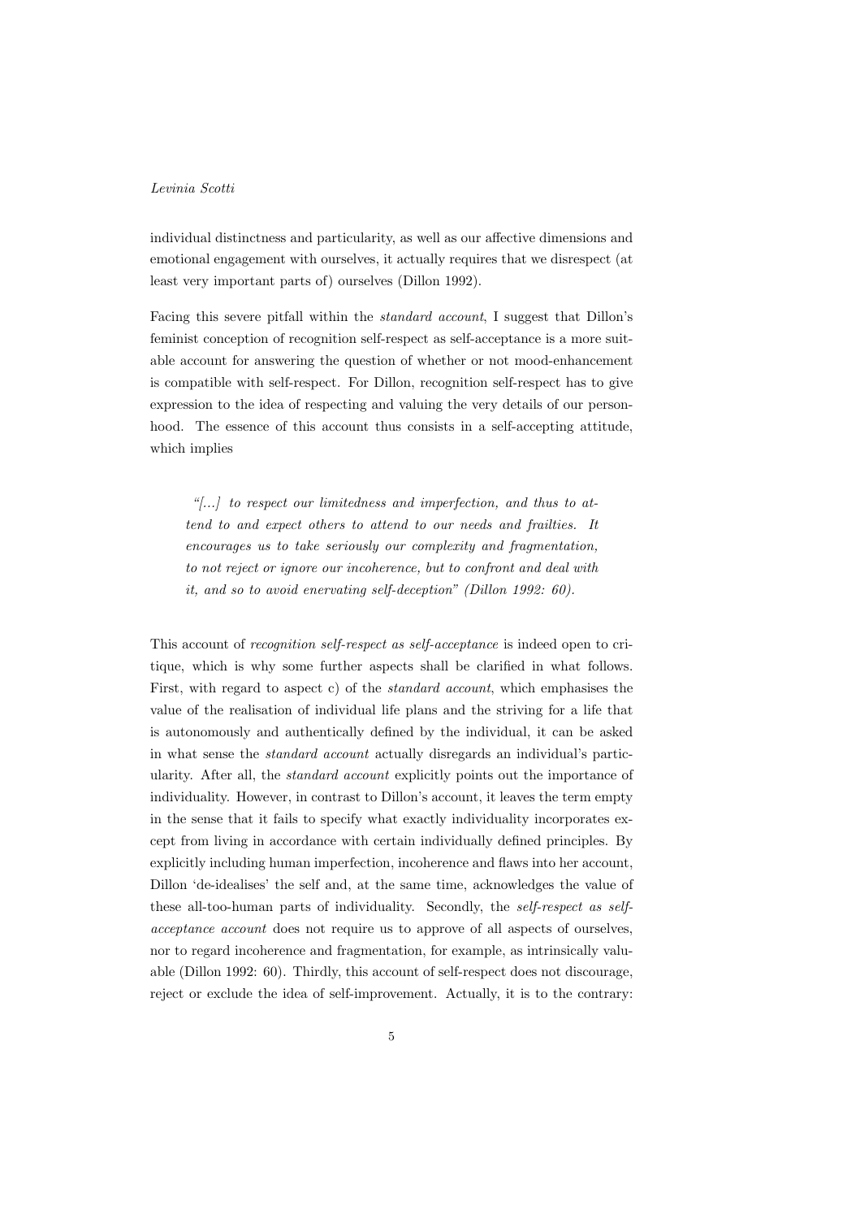individual distinctness and particularity, as well as our affective dimensions and emotional engagement with ourselves, it actually requires that we disrespect (at least very important parts of) ourselves (Dillon 1992).

Facing this severe pitfall within the *standard account*, I suggest that Dillon's feminist conception of recognition self-respect as self-acceptance is a more suitable account for answering the question of whether or not mood-enhancement is compatible with self-respect. For Dillon, recognition self-respect has to give expression to the idea of respecting and valuing the very details of our personhood. The essence of this account thus consists in a self-accepting attitude, which implies

> *"[...] to respect our limitedness and imperfection, and thus to attend to and expect others to attend to our needs and frailties. It encourages us to take seriously our complexity and fragmentation, to not reject or ignore our incoherence, but to confront and deal with it, and so to avoid enervating self-deception" (Dillon 1992: 60).*

This account of *recognition self-respect as self-acceptance* is indeed open to critique, which is why some further aspects shall be clarified in what follows. First, with regard to aspect c) of the *standard account*, which emphasises the value of the realisation of individual life plans and the striving for a life that is autonomously and authentically defined by the individual, it can be asked in what sense the *standard account* actually disregards an individual's particularity. After all, the *standard account* explicitly points out the importance of individuality. However, in contrast to Dillon's account, it leaves the term empty in the sense that it fails to specify what exactly individuality incorporates except from living in accordance with certain individually defined principles. By explicitly including human imperfection, incoherence and flaws into her account, Dillon 'de-idealises' the self and, at the same time, acknowledges the value of these all-too-human parts of individuality. Secondly, the *self-respect as self-acceptance account* does not require us to approve of all aspects of ourselves, nor to regard incoherence and fragmentation, for example, as intrinsically valuable (Dillon 1992: 60). Thirdly, this account of self-respect does not discourage, reject or exclude the idea of self-improvement. Actually, it is to the contrary: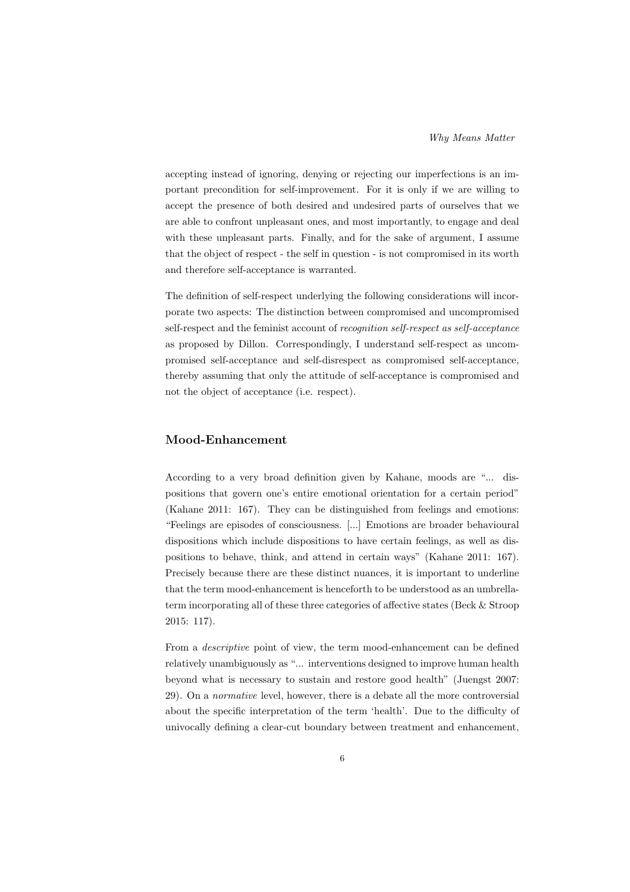accepting instead of ignoring, denying or rejecting our imperfections is an important precondition for self-improvement. For it is only if we are willing to accept the presence of both desired and undesired parts of ourselves that we are able to confront unpleasant ones, and most importantly, to engage and deal with these unpleasant parts. Finally, and for the sake of argument, I assume that the object of respect - the self in question - is not compromised in its worth and therefore self-acceptance is warranted.

The definition of self-respect underlying the following considerations will incorporate two aspects: The distinction between compromised and uncompromised self-respect and the feminist account of *recognition self-respect as self-acceptance* as proposed by Dillon. Correspondingly, I understand self-respect as uncompromised self-acceptance and self-disrespect as compromised self-acceptance, thereby assuming that only the attitude of self-acceptance is compromised and not the object of acceptance (i.e. respect).

## Mood-Enhancement

According to a very broad definition given by Kahane, moods are "... dispositions that govern one's entire emotional orientation for a certain period" (Kahane 2011: 167). They can be distinguished from feelings and emotions: "Feelings are episodes of consciousness. [...] Emotions are broader behavioural dispositions which include dispositions to have certain feelings, as well as dispositions to behave, think, and attend in certain ways" (Kahane 2011: 167). Precisely because there are these distinct nuances, it is important to underline that the term mood-enhancement is henceforth to be understood as an umbrella-term incorporating all of these three categories of affective states (Beck & Stroop 2015: 117).

From a *descriptive* point of view, the term mood-enhancement can be defined relatively unambiguously as "... interventions designed to improve human health beyond what is necessary to sustain and restore good health" (Juengst 2007: 29). On a *normative* level, however, there is a debate all the more controversial about the specific interpretation of the term 'health'. Due to the difficulty of univocally defining a clear-cut boundary between treatment and enhancement,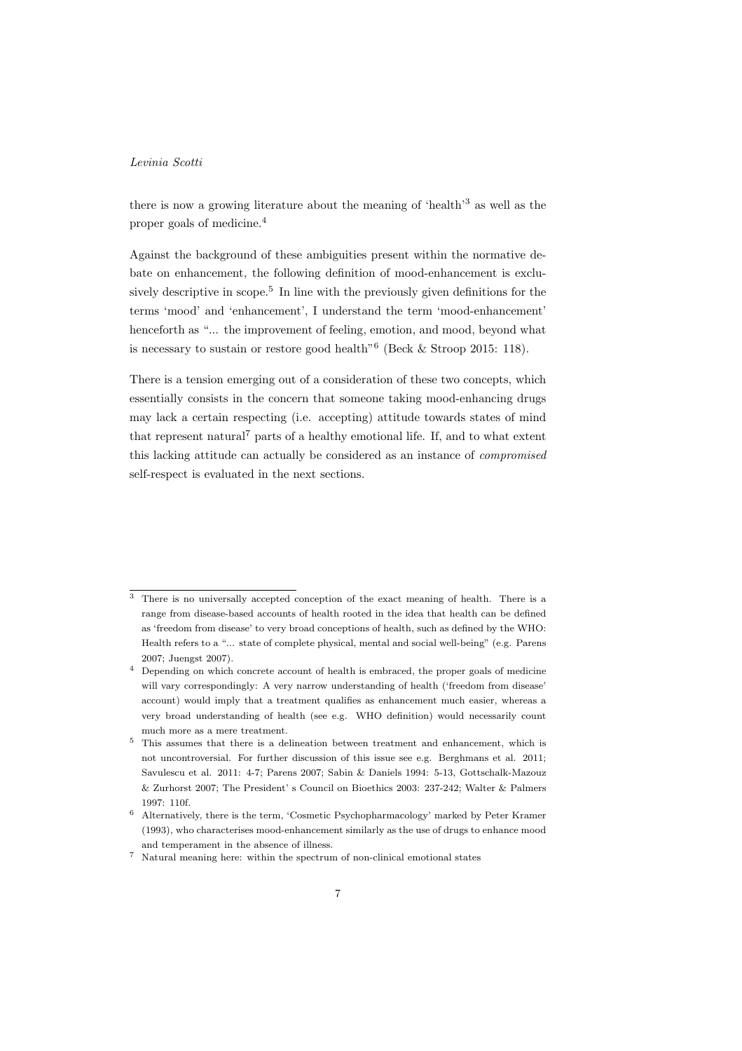there is now a growing literature about the meaning of 'health'[3] as well as the proper goals of medicine.[4]

Against the background of these ambiguities present within the normative debate on enhancement, the following definition of mood-enhancement is exclusively descriptive in scope.[5] In line with the previously given definitions for the terms 'mood' and 'enhancement', I understand the term 'mood-enhancement' henceforth as "... the improvement of feeling, emotion, and mood, beyond what is necessary to sustain or restore good health"[6] (Beck & Stroop 2015: 118).

There is a tension emerging out of a consideration of these two concepts, which essentially consists in the concern that someone taking mood-enhancing drugs may lack a certain respecting (i.e. accepting) attitude towards states of mind that represent natural[7] parts of a healthy emotional life. If, and to what extent this lacking attitude can actually be considered as an instance of *compromised* self-respect is evaluated in the next sections.

---

[3] There is no universally accepted conception of the exact meaning of health. There is a range from disease-based accounts of health rooted in the idea that health can be defined as 'freedom from disease' to very broad conceptions of health, such as defined by the WHO: Health refers to a "... state of complete physical, mental and social well-being" (e.g. Parens 2007; Juengst 2007).

[4] Depending on which concrete account of health is embraced, the proper goals of medicine will vary correspondingly: A very narrow understanding of health ('freedom from disease' account) would imply that a treatment qualifies as enhancement much easier, whereas a very broad understanding of health (see e.g. WHO definition) would necessarily count much more as a mere treatment.

[5] This assumes that there is a delineation between treatment and enhancement, which is not uncontroversial. For further discussion of this issue see e.g. Berghmans et al. 2011; Savulescu et al. 2011: 4-7; Parens 2007; Sabin & Daniels 1994: 5-13, Gottschalk-Mazouz & Zurhorst 2007; The President' s Council on Bioethics 2003: 237-242; Walter & Palmers 1997: 110f.

[6] Alternatively, there is the term, 'Cosmetic Psychopharmacology' marked by Peter Kramer (1993), who characterises mood-enhancement similarly as the use of drugs to enhance mood and temperament in the absence of illness.

[7] Natural meaning here: within the spectrum of non-clinical emotional states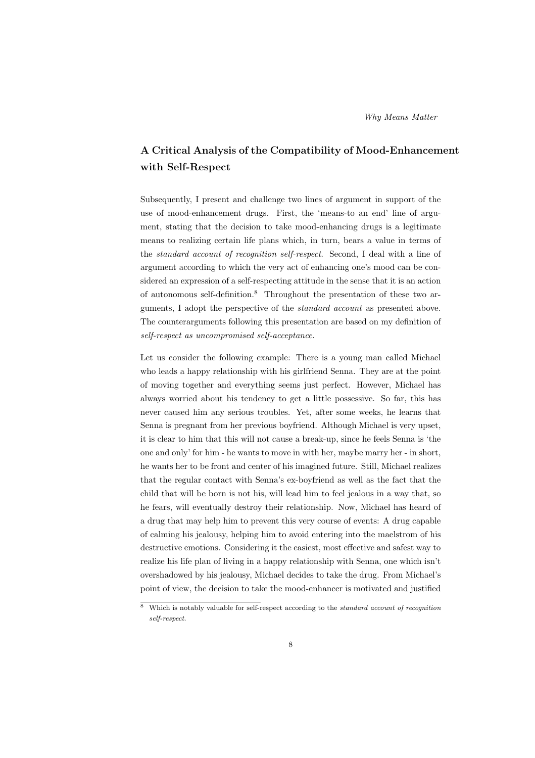## A Critical Analysis of the Compatibility of Mood-Enhancement with Self-Respect

Subsequently, I present and challenge two lines of argument in support of the use of mood-enhancement drugs. First, the 'means-to an end' line of argument, stating that the decision to take mood-enhancing drugs is a legitimate means to realizing certain life plans which, in turn, bears a value in terms of the *standard account of recognition self-respect*. Second, I deal with a line of argument according to which the very act of enhancing one's mood can be considered an expression of a self-respecting attitude in the sense that it is an action of autonomous self-definition.[8] Throughout the presentation of these two arguments, I adopt the perspective of the *standard account* as presented above. The counterarguments following this presentation are based on my definition of *self-respect as uncompromised self-acceptance*.

Let us consider the following example: There is a young man called Michael who leads a happy relationship with his girlfriend Senna. They are at the point of moving together and everything seems just perfect. However, Michael has always worried about his tendency to get a little possessive. So far, this has never caused him any serious troubles. Yet, after some weeks, he learns that Senna is pregnant from her previous boyfriend. Although Michael is very upset, it is clear to him that this will not cause a break-up, since he feels Senna is 'the one and only' for him - he wants to move in with her, maybe marry her - in short, he wants her to be front and center of his imagined future. Still, Michael realizes that the regular contact with Senna's ex-boyfriend as well as the fact that the child that will be born is not his, will lead him to feel jealous in a way that, so he fears, will eventually destroy their relationship. Now, Michael has heard of a drug that may help him to prevent this very course of events: A drug capable of calming his jealousy, helping him to avoid entering into the maelstrom of his destructive emotions. Considering it the easiest, most effective and safest way to realize his life plan of living in a happy relationship with Senna, one which isn't overshadowed by his jealousy, Michael decides to take the drug. From Michael's point of view, the decision to take the mood-enhancer is motivated and justified

[8] Which is notably valuable for self-respect according to the *standard account of recognition self-respect*.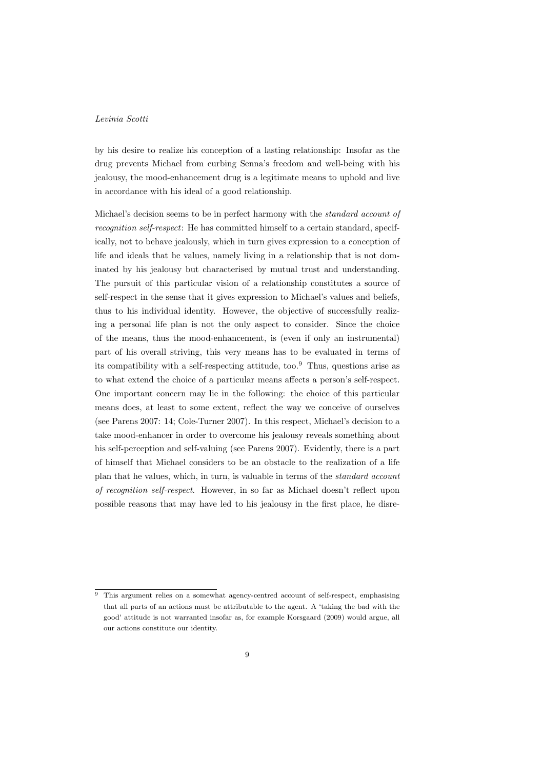by his desire to realize his conception of a lasting relationship: Insofar as the drug prevents Michael from curbing Senna's freedom and well-being with his jealousy, the mood-enhancement drug is a legitimate means to uphold and live in accordance with his ideal of a good relationship.

Michael's decision seems to be in perfect harmony with the *standard account of recognition self-respect*: He has committed himself to a certain standard, specifically, not to behave jealously, which in turn gives expression to a conception of life and ideals that he values, namely living in a relationship that is not dominated by his jealousy but characterised by mutual trust and understanding. The pursuit of this particular vision of a relationship constitutes a source of self-respect in the sense that it gives expression to Michael's values and beliefs, thus to his individual identity. However, the objective of successfully realizing a personal life plan is not the only aspect to consider. Since the choice of the means, thus the mood-enhancement, is (even if only an instrumental) part of his overall striving, this very means has to be evaluated in terms of its compatibility with a self-respecting attitude, too.[9] Thus, questions arise as to what extend the choice of a particular means affects a person's self-respect. One important concern may lie in the following: the choice of this particular means does, at least to some extent, reflect the way we conceive of ourselves (see Parens 2007: 14; Cole-Turner 2007). In this respect, Michael's decision to a take mood-enhancer in order to overcome his jealousy reveals something about his self-perception and self-valuing (see Parens 2007). Evidently, there is a part of himself that Michael considers to be an obstacle to the realization of a life plan that he values, which, in turn, is valuable in terms of the *standard account of recognition self-respect*. However, in so far as Michael doesn't reflect upon possible reasons that may have led to his jealousy in the first place, he disre-

[9] This argument relies on a somewhat agency-centred account of self-respect, emphasising that all parts of an actions must be attributable to the agent. A 'taking the bad with the good' attitude is not warranted insofar as, for example Korsgaard (2009) would argue, all our actions constitute our identity.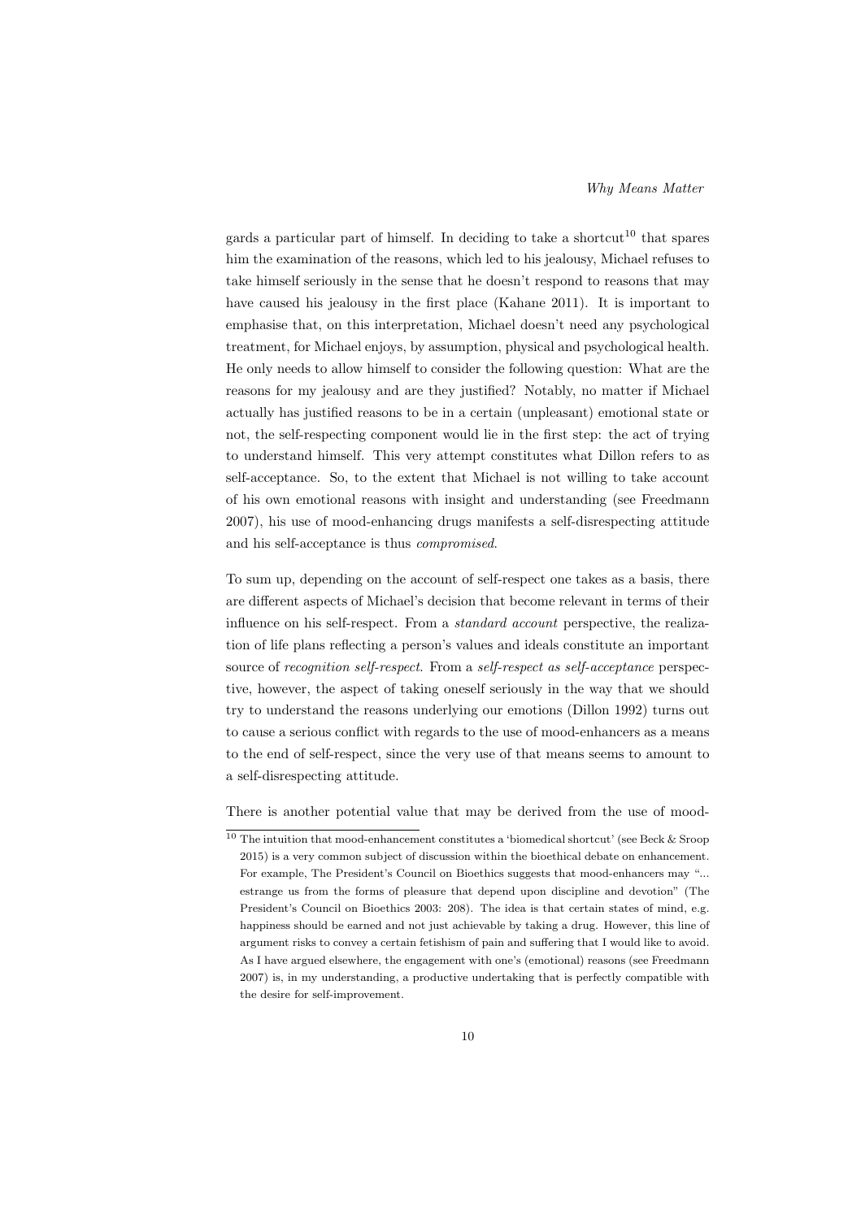gards a particular part of himself. In deciding to take a shortcut[10] that spares him the examination of the reasons, which led to his jealousy, Michael refuses to take himself seriously in the sense that he doesn't respond to reasons that may have caused his jealousy in the first place (Kahane 2011). It is important to emphasise that, on this interpretation, Michael doesn't need any psychological treatment, for Michael enjoys, by assumption, physical and psychological health. He only needs to allow himself to consider the following question: What are the reasons for my jealousy and are they justified? Notably, no matter if Michael actually has justified reasons to be in a certain (unpleasant) emotional state or not, the self-respecting component would lie in the first step: the act of trying to understand himself. This very attempt constitutes what Dillon refers to as self-acceptance. So, to the extent that Michael is not willing to take account of his own emotional reasons with insight and understanding (see Freedmann 2007), his use of mood-enhancing drugs manifests a self-disrespecting attitude and his self-acceptance is thus *compromised*.

To sum up, depending on the account of self-respect one takes as a basis, there are different aspects of Michael's decision that become relevant in terms of their influence on his self-respect. From a *standard account* perspective, the realization of life plans reflecting a person's values and ideals constitute an important source of *recognition self-respect*. From a *self-respect as self-acceptance* perspective, however, the aspect of taking oneself seriously in the way that we should try to understand the reasons underlying our emotions (Dillon 1992) turns out to cause a serious conflict with regards to the use of mood-enhancers as a means to the end of self-respect, since the very use of that means seems to amount to a self-disrespecting attitude.

There is another potential value that may be derived from the use of mood-

[10] The intuition that mood-enhancement constitutes a 'biomedical shortcut' (see Beck & Sroop 2015) is a very common subject of discussion within the bioethical debate on enhancement. For example, The President's Council on Bioethics suggests that mood-enhancers may "... estrange us from the forms of pleasure that depend upon discipline and devotion" (The President's Council on Bioethics 2003: 208). The idea is that certain states of mind, e.g. happiness should be earned and not just achievable by taking a drug. However, this line of argument risks to convey a certain fetishism of pain and suffering that I would like to avoid. As I have argued elsewhere, the engagement with one's (emotional) reasons (see Freedmann 2007) is, in my understanding, a productive undertaking that is perfectly compatible with the desire for self-improvement.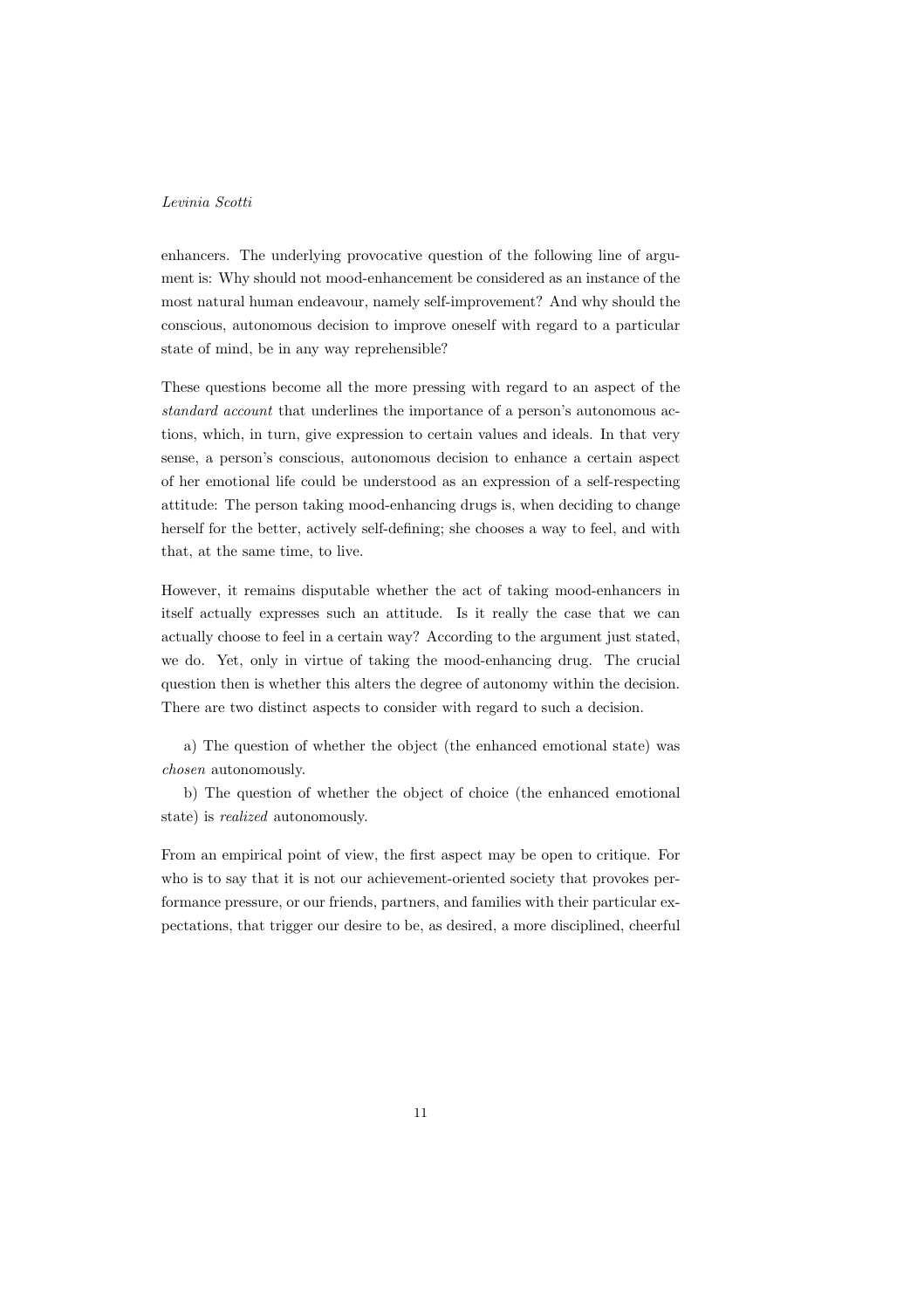enhancers. The underlying provocative question of the following line of argument is: Why should not mood-enhancement be considered as an instance of the most natural human endeavour, namely self-improvement? And why should the conscious, autonomous decision to improve oneself with regard to a particular state of mind, be in any way reprehensible?

These questions become all the more pressing with regard to an aspect of the *standard account* that underlines the importance of a person's autonomous actions, which, in turn, give expression to certain values and ideals. In that very sense, a person's conscious, autonomous decision to enhance a certain aspect of her emotional life could be understood as an expression of a self-respecting attitude: The person taking mood-enhancing drugs is, when deciding to change herself for the better, actively self-defining; she chooses a way to feel, and with that, at the same time, to live.

However, it remains disputable whether the act of taking mood-enhancers in itself actually expresses such an attitude. Is it really the case that we can actually choose to feel in a certain way? According to the argument just stated, we do. Yet, only in virtue of taking the mood-enhancing drug. The crucial question then is whether this alters the degree of autonomy within the decision. There are two distinct aspects to consider with regard to such a decision.

a) The question of whether the object (the enhanced emotional state) was *chosen* autonomously.

b) The question of whether the object of choice (the enhanced emotional state) is *realized* autonomously.

From an empirical point of view, the first aspect may be open to critique. For who is to say that it is not our achievement-oriented society that provokes performance pressure, or our friends, partners, and families with their particular expectations, that trigger our desire to be, as desired, a more disciplined, cheerful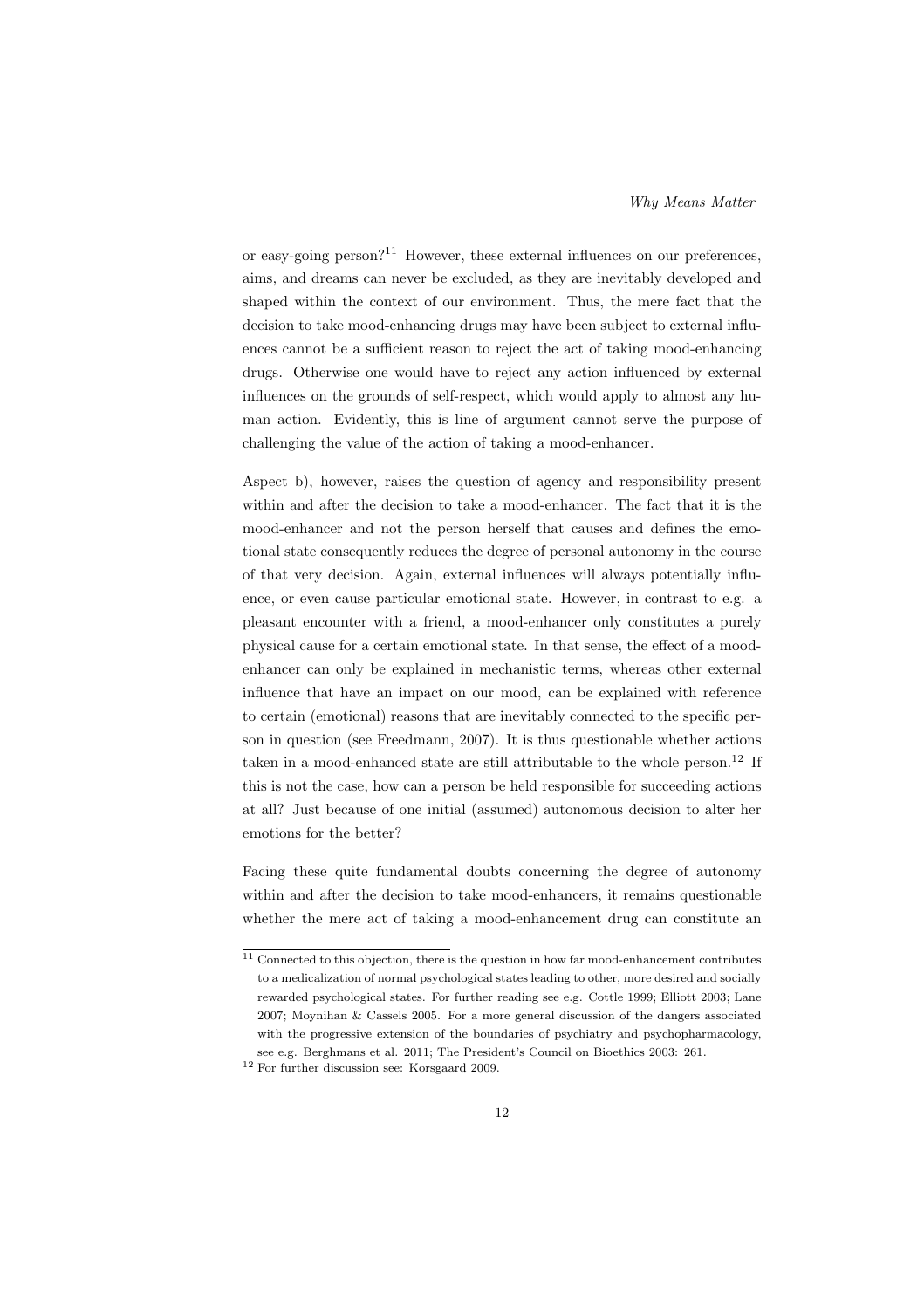or easy-going person?[11] However, these external influences on our preferences, aims, and dreams can never be excluded, as they are inevitably developed and shaped within the context of our environment. Thus, the mere fact that the decision to take mood-enhancing drugs may have been subject to external influences cannot be a sufficient reason to reject the act of taking mood-enhancing drugs. Otherwise one would have to reject any action influenced by external influences on the grounds of self-respect, which would apply to almost any human action. Evidently, this is line of argument cannot serve the purpose of challenging the value of the action of taking a mood-enhancer.

Aspect b), however, raises the question of agency and responsibility present within and after the decision to take a mood-enhancer. The fact that it is the mood-enhancer and not the person herself that causes and defines the emotional state consequently reduces the degree of personal autonomy in the course of that very decision. Again, external influences will always potentially influence, or even cause particular emotional state. However, in contrast to e.g. a pleasant encounter with a friend, a mood-enhancer only constitutes a purely physical cause for a certain emotional state. In that sense, the effect of a mood-enhancer can only be explained in mechanistic terms, whereas other external influence that have an impact on our mood, can be explained with reference to certain (emotional) reasons that are inevitably connected to the specific person in question (see Freedmann, 2007). It is thus questionable whether actions taken in a mood-enhanced state are still attributable to the whole person.[12] If this is not the case, how can a person be held responsible for succeeding actions at all? Just because of one initial (assumed) autonomous decision to alter her emotions for the better?

Facing these quite fundamental doubts concerning the degree of autonomy within and after the decision to take mood-enhancers, it remains questionable whether the mere act of taking a mood-enhancement drug can constitute an

[11] Connected to this objection, there is the question in how far mood-enhancement contributes to a medicalization of normal psychological states leading to other, more desired and socially rewarded psychological states. For further reading see e.g. Cottle 1999; Elliott 2003; Lane 2007; Moynihan & Cassels 2005. For a more general discussion of the dangers associated with the progressive extension of the boundaries of psychiatry and psychopharmacology, see e.g. Berghmans et al. 2011; The President's Council on Bioethics 2003: 261.

[12] For further discussion see: Korsgaard 2009.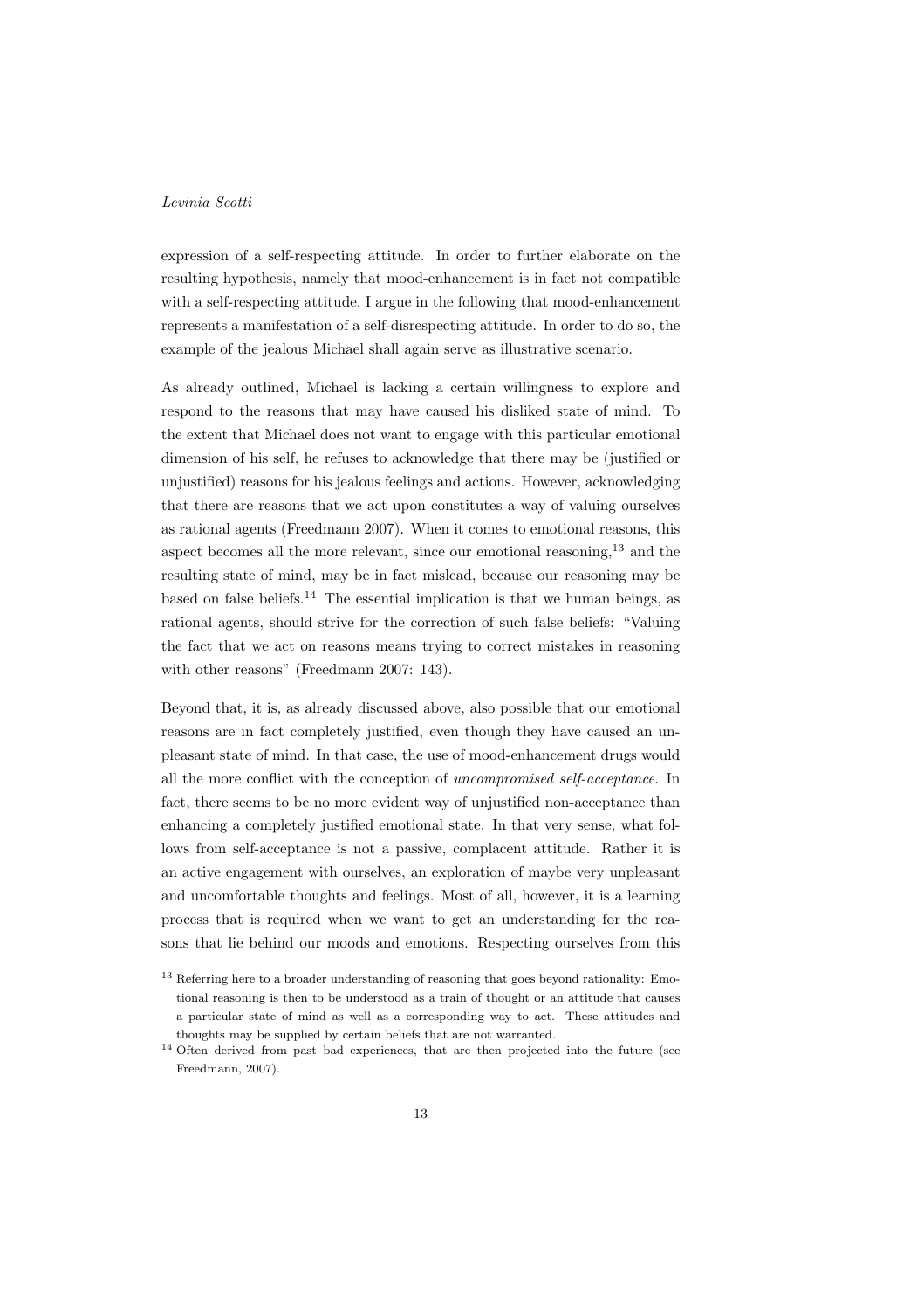expression of a self-respecting attitude. In order to further elaborate on the resulting hypothesis, namely that mood-enhancement is in fact not compatible with a self-respecting attitude, I argue in the following that mood-enhancement represents a manifestation of a self-disrespecting attitude. In order to do so, the example of the jealous Michael shall again serve as illustrative scenario.

As already outlined, Michael is lacking a certain willingness to explore and respond to the reasons that may have caused his disliked state of mind. To the extent that Michael does not want to engage with this particular emotional dimension of his self, he refuses to acknowledge that there may be (justified or unjustified) reasons for his jealous feelings and actions. However, acknowledging that there are reasons that we act upon constitutes a way of valuing ourselves as rational agents (Freedmann 2007). When it comes to emotional reasons, this aspect becomes all the more relevant, since our emotional reasoning,[13] and the resulting state of mind, may be in fact mislead, because our reasoning may be based on false beliefs.[14] The essential implication is that we human beings, as rational agents, should strive for the correction of such false beliefs: "Valuing the fact that we act on reasons means trying to correct mistakes in reasoning with other reasons" (Freedmann 2007: 143).

Beyond that, it is, as already discussed above, also possible that our emotional reasons are in fact completely justified, even though they have caused an unpleasant state of mind. In that case, the use of mood-enhancement drugs would all the more conflict with the conception of *uncompromised self-acceptance*. In fact, there seems to be no more evident way of unjustified non-acceptance than enhancing a completely justified emotional state. In that very sense, what follows from self-acceptance is not a passive, complacent attitude. Rather it is an active engagement with ourselves, an exploration of maybe very unpleasant and uncomfortable thoughts and feelings. Most of all, however, it is a learning process that is required when we want to get an understanding for the reasons that lie behind our moods and emotions. Respecting ourselves from this

[13] Referring here to a broader understanding of reasoning that goes beyond rationality: Emotional reasoning is then to be understood as a train of thought or an attitude that causes a particular state of mind as well as a corresponding way to act. These attitudes and thoughts may be supplied by certain beliefs that are not warranted.

[14] Often derived from past bad experiences, that are then projected into the future (see Freedmann, 2007).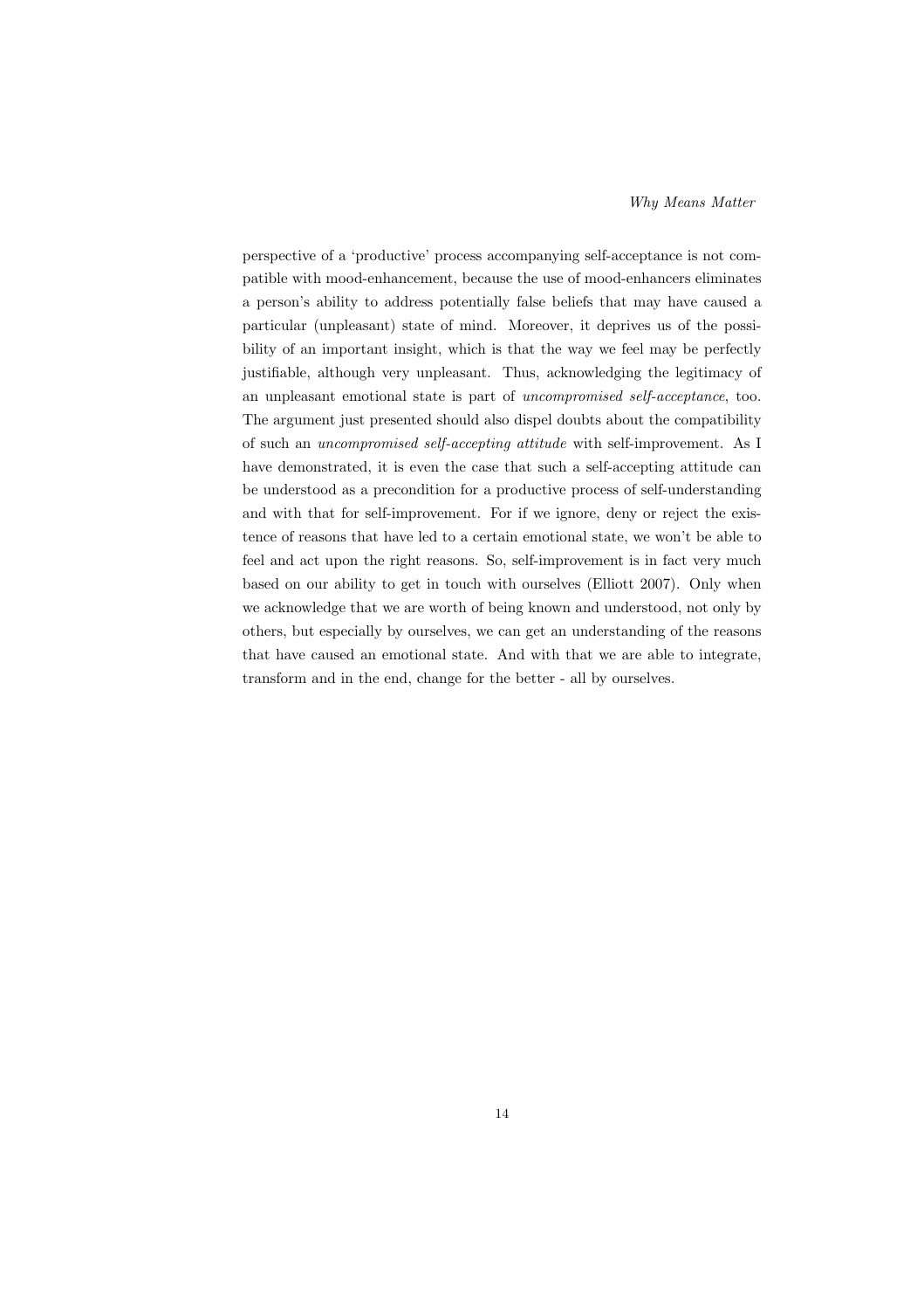perspective of a 'productive' process accompanying self-acceptance is not compatible with mood-enhancement, because the use of mood-enhancers eliminates a person's ability to address potentially false beliefs that may have caused a particular (unpleasant) state of mind. Moreover, it deprives us of the possibility of an important insight, which is that the way we feel may be perfectly justifiable, although very unpleasant. Thus, acknowledging the legitimacy of an unpleasant emotional state is part of *uncompromised self-acceptance*, too. The argument just presented should also dispel doubts about the compatibility of such an *uncompromised self-accepting attitude* with self-improvement. As I have demonstrated, it is even the case that such a self-accepting attitude can be understood as a precondition for a productive process of self-understanding and with that for self-improvement. For if we ignore, deny or reject the existence of reasons that have led to a certain emotional state, we won't be able to feel and act upon the right reasons. So, self-improvement is in fact very much based on our ability to get in touch with ourselves (Elliott 2007). Only when we acknowledge that we are worth of being known and understood, not only by others, but especially by ourselves, we can get an understanding of the reasons that have caused an emotional state. And with that we are able to integrate, transform and in the end, change for the better - all by ourselves.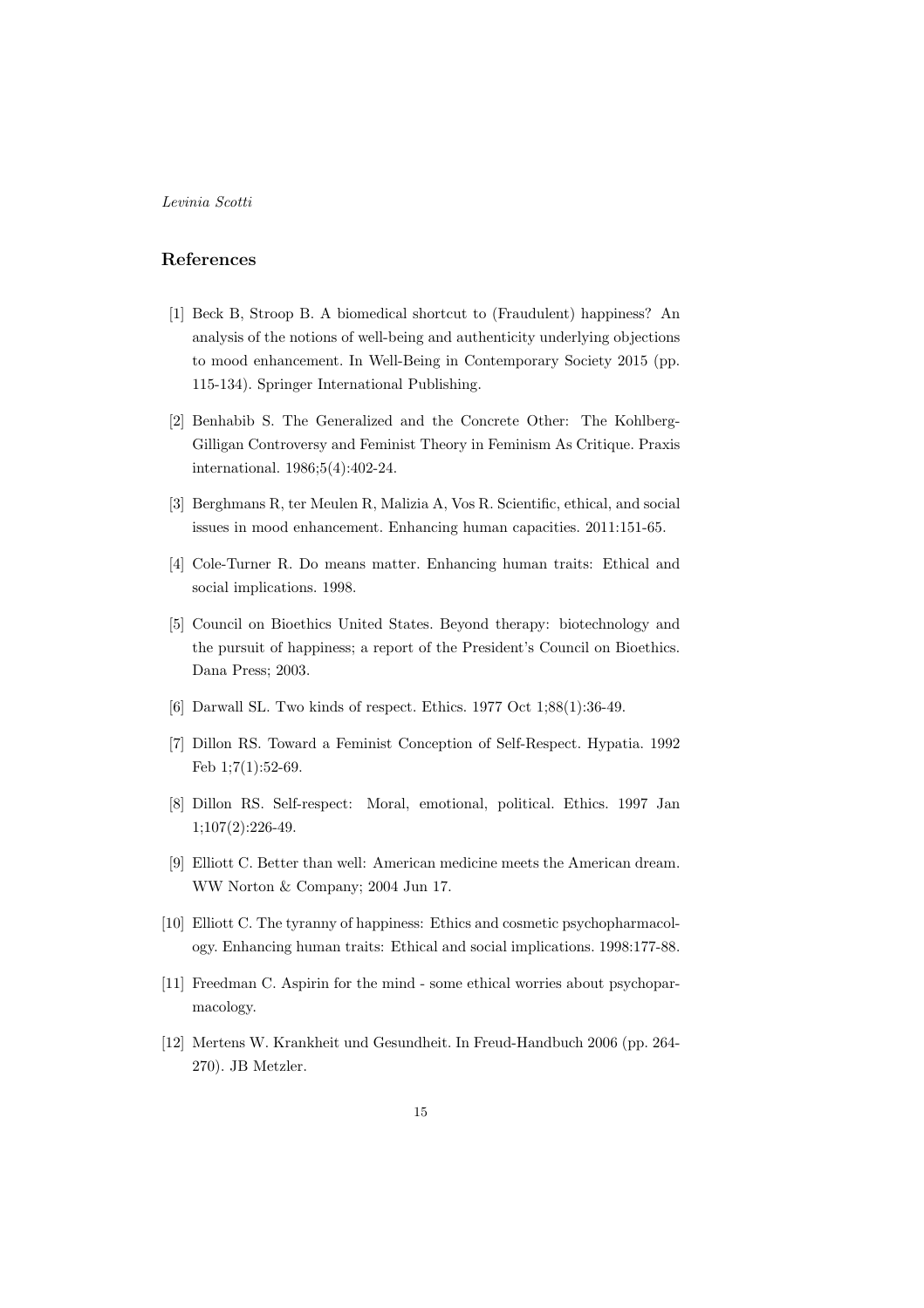## References

[1] Beck B, Stroop B. A biomedical shortcut to (Fraudulent) happiness? An analysis of the notions of well-being and authenticity underlying objections to mood enhancement. In Well-Being in Contemporary Society 2015 (pp. 115-134). Springer International Publishing.

[2] Benhabib S. The Generalized and the Concrete Other: The Kohlberg-Gilligan Controversy and Feminist Theory in Feminism As Critique. Praxis international. 1986;5(4):402-24.

[3] Berghmans R, ter Meulen R, Malizia A, Vos R. Scientific, ethical, and social issues in mood enhancement. Enhancing human capacities. 2011:151-65.

[4] Cole-Turner R. Do means matter. Enhancing human traits: Ethical and social implications. 1998.

[5] Council on Bioethics United States. Beyond therapy: biotechnology and the pursuit of happiness; a report of the President's Council on Bioethics. Dana Press; 2003.

[6] Darwall SL. Two kinds of respect. Ethics. 1977 Oct 1;88(1):36-49.

[7] Dillon RS. Toward a Feminist Conception of Self-Respect. Hypatia. 1992 Feb 1;7(1):52-69.

[8] Dillon RS. Self-respect: Moral, emotional, political. Ethics. 1997 Jan 1;107(2):226-49.

[9] Elliott C. Better than well: American medicine meets the American dream. WW Norton & Company; 2004 Jun 17.

[10] Elliott C. The tyranny of happiness: Ethics and cosmetic psychopharmacology. Enhancing human traits: Ethical and social implications. 1998:177-88.

[11] Freedman C. Aspirin for the mind - some ethical worries about psychoparmacology.

[12] Mertens W. Krankheit und Gesundheit. In Freud-Handbuch 2006 (pp. 264-270). JB Metzler.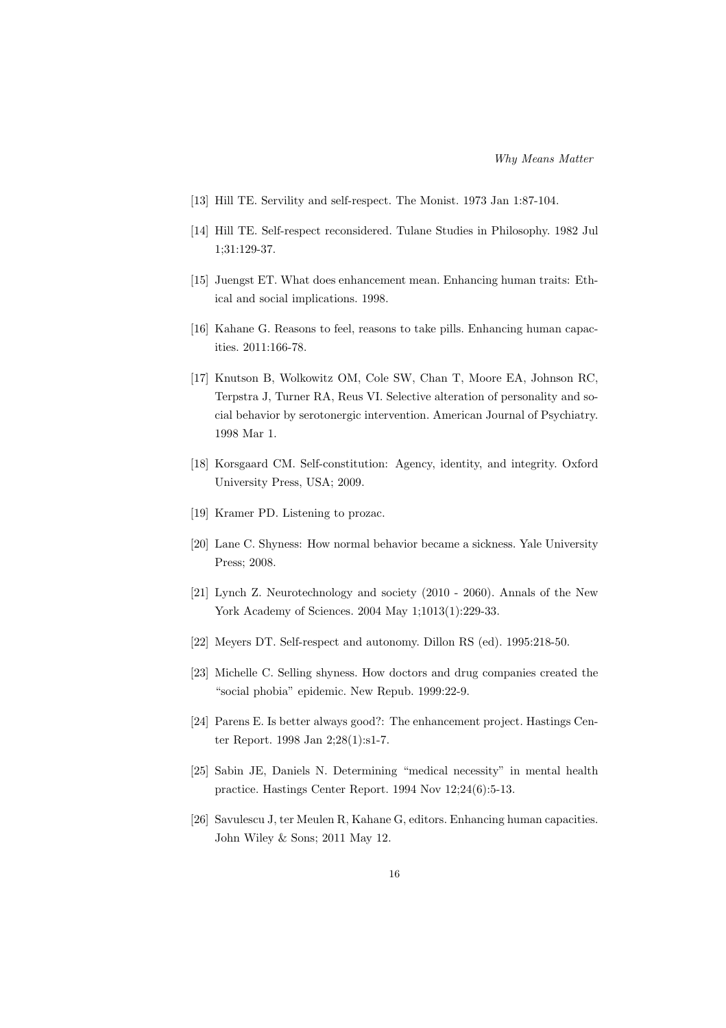[13] Hill TE. Servility and self-respect. The Monist. 1973 Jan 1:87-104.

[14] Hill TE. Self-respect reconsidered. Tulane Studies in Philosophy. 1982 Jul 1;31:129-37.

[15] Juengst ET. What does enhancement mean. Enhancing human traits: Ethical and social implications. 1998.

[16] Kahane G. Reasons to feel, reasons to take pills. Enhancing human capacities. 2011:166-78.

[17] Knutson B, Wolkowitz OM, Cole SW, Chan T, Moore EA, Johnson RC, Terpstra J, Turner RA, Reus VI. Selective alteration of personality and social behavior by serotonergic intervention. American Journal of Psychiatry. 1998 Mar 1.

[18] Korsgaard CM. Self-constitution: Agency, identity, and integrity. Oxford University Press, USA; 2009.

[19] Kramer PD. Listening to prozac.

[20] Lane C. Shyness: How normal behavior became a sickness. Yale University Press; 2008.

[21] Lynch Z. Neurotechnology and society (2010 - 2060). Annals of the New York Academy of Sciences. 2004 May 1;1013(1):229-33.

[22] Meyers DT. Self-respect and autonomy. Dillon RS (ed). 1995:218-50.

[23] Michelle C. Selling shyness. How doctors and drug companies created the "social phobia" epidemic. New Repub. 1999:22-9.

[24] Parens E. Is better always good?: The enhancement project. Hastings Center Report. 1998 Jan 2;28(1):s1-7.

[25] Sabin JE, Daniels N. Determining "medical necessity" in mental health practice. Hastings Center Report. 1994 Nov 12;24(6):5-13.

[26] Savulescu J, ter Meulen R, Kahane G, editors. Enhancing human capacities. John Wiley & Sons; 2011 May 12.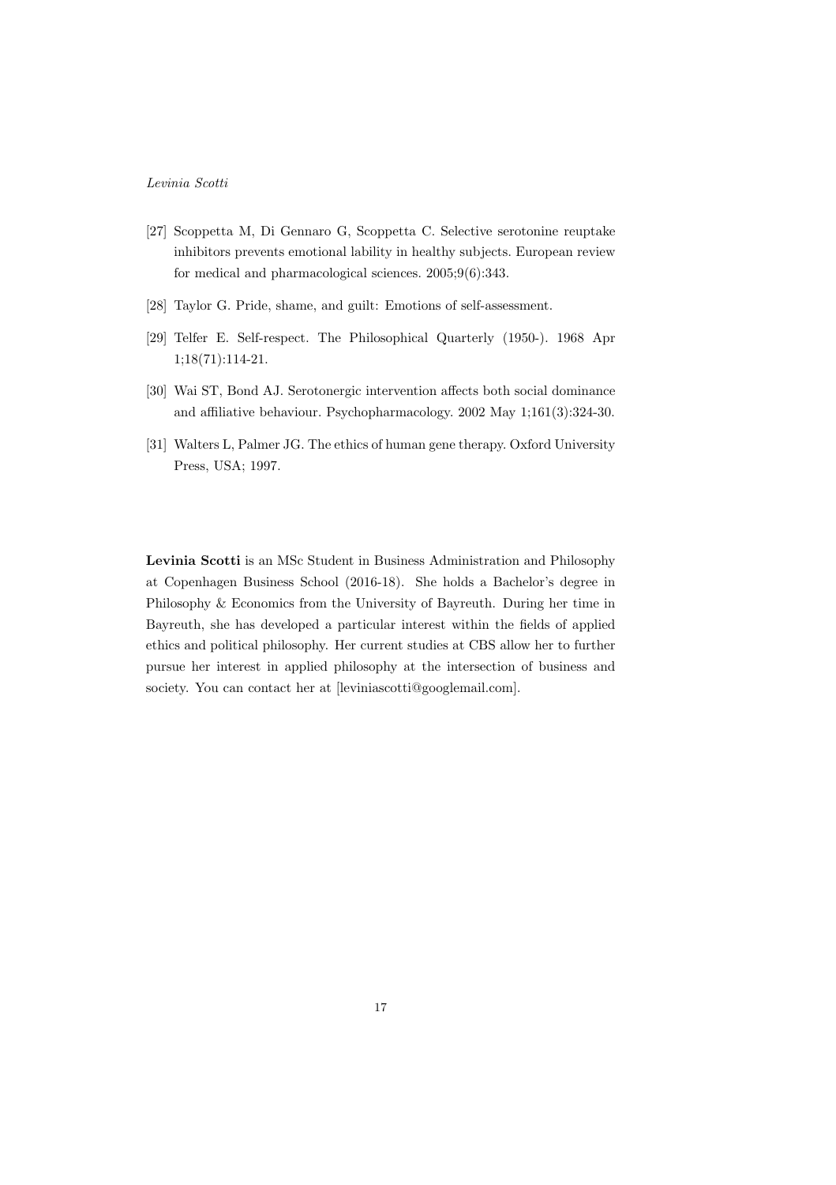[27] Scoppetta M, Di Gennaro G, Scoppetta C. Selective serotonine reuptake inhibitors prevents emotional lability in healthy subjects. European review for medical and pharmacological sciences. 2005;9(6):343.

[28] Taylor G. Pride, shame, and guilt: Emotions of self-assessment.

[29] Telfer E. Self-respect. The Philosophical Quarterly (1950-). 1968 Apr 1;18(71):114-21.

[30] Wai ST, Bond AJ. Serotonergic intervention affects both social dominance and affiliative behaviour. Psychopharmacology. 2002 May 1;161(3):324-30.

[31] Walters L, Palmer JG. The ethics of human gene therapy. Oxford University Press, USA; 1997.

**Levinia Scotti** is an MSc Student in Business Administration and Philosophy at Copenhagen Business School (2016-18). She holds a Bachelor's degree in Philosophy & Economics from the University of Bayreuth. During her time in Bayreuth, she has developed a particular interest within the fields of applied ethics and political philosophy. Her current studies at CBS allow her to further pursue her interest in applied philosophy at the intersection of business and society. You can contact her at [leviniascotti@googlemail.com].